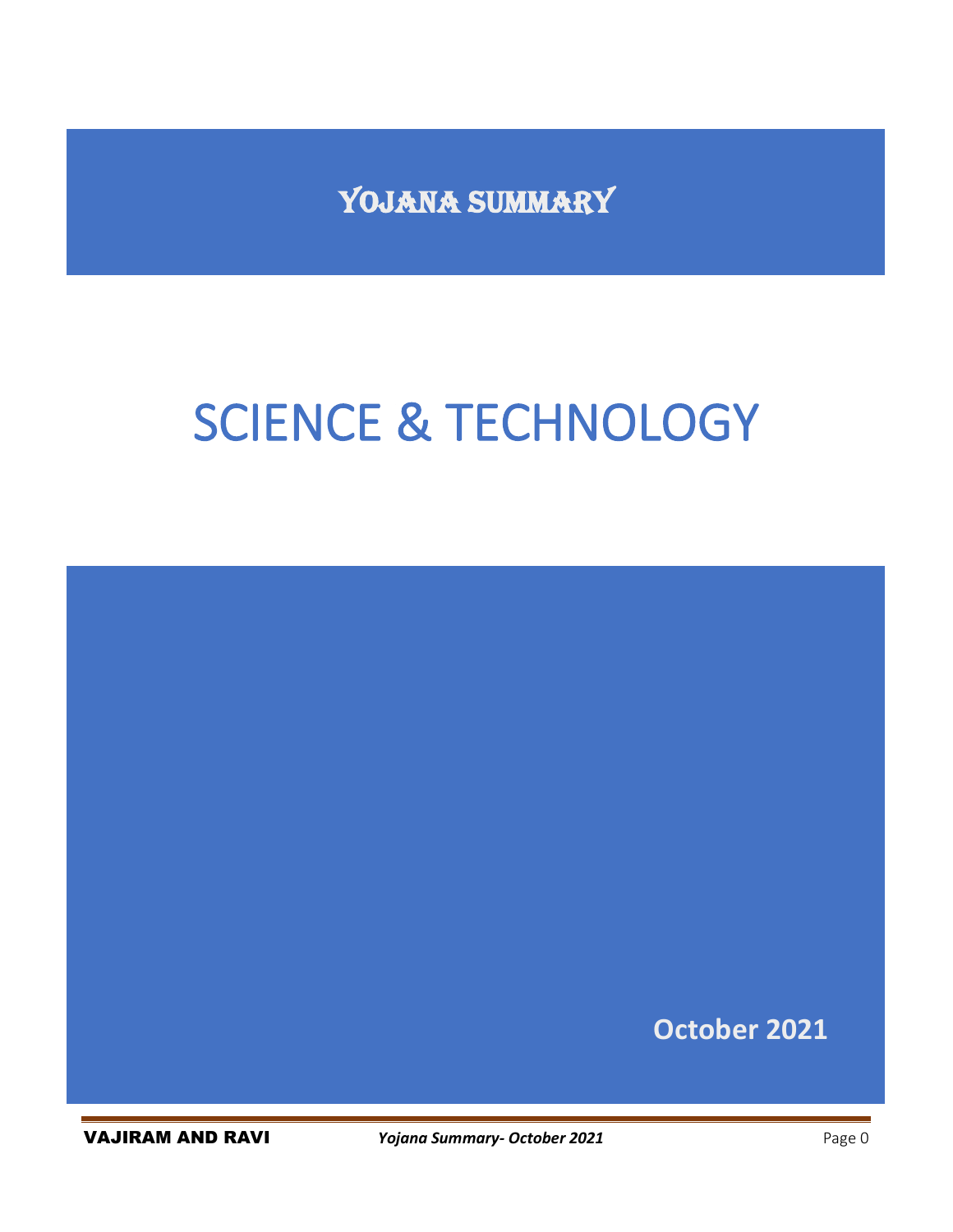# YOJANA SUMMARY

# SCIENCE & TECHNOLOGY

**October 2021**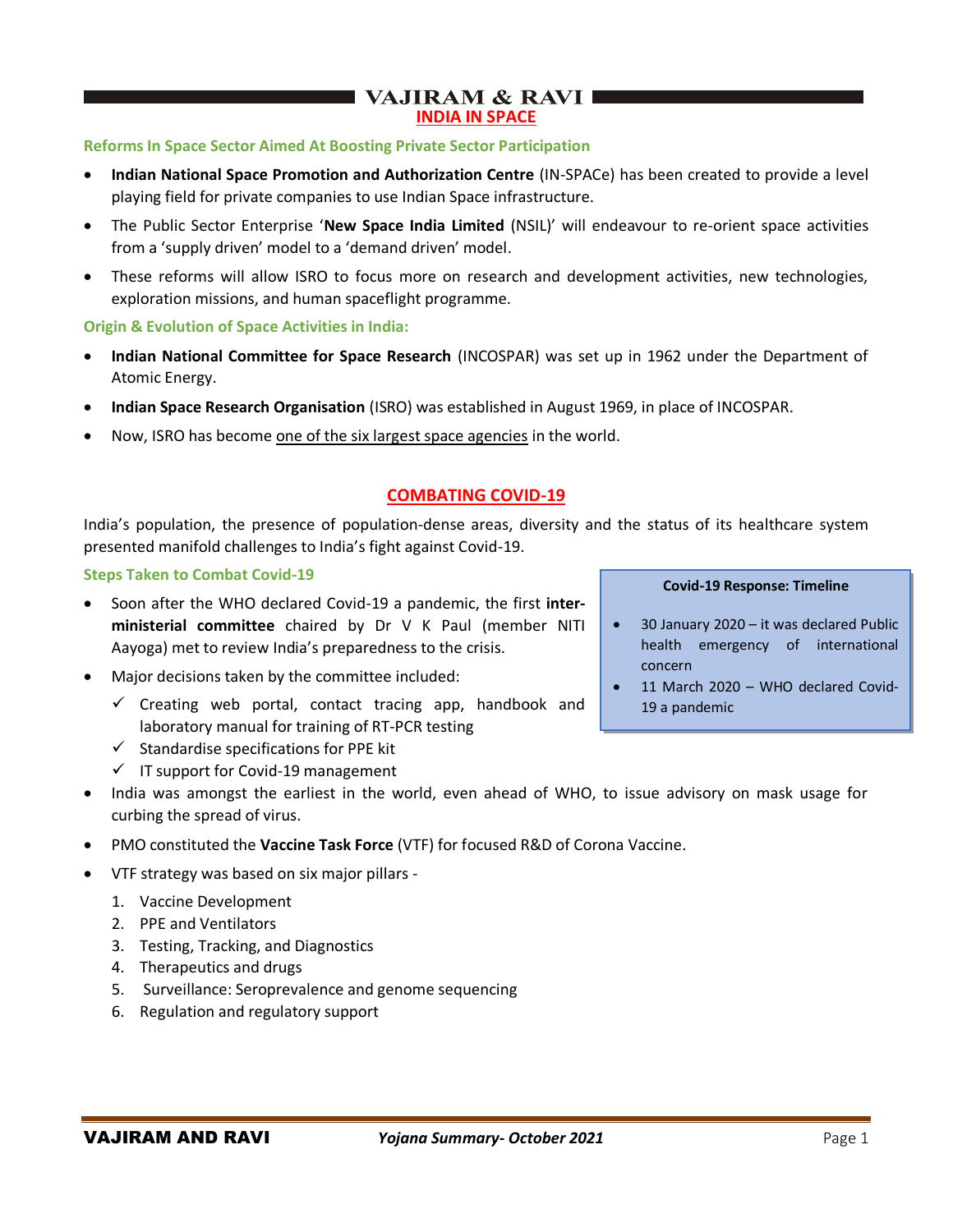## INDIA IN SPACE

### Reforms In Space Sector Aimed At Boosting Private Sector Participation

- **Indian National Space Promotion and Authorization Centre** (IN-SPACe) has been created to provide a level playing field for private companies to use Indian Space infrastructure.
- The Public Sector Enterprise '**New Space India Limited** (NSIL)' will endeavour to re-orient space activities from a 'supply driven' model to a 'demand driven' model.
- These reforms will allow ISRO to focus more on research and development activities, new technologies, exploration missions, and human spaceflight programme.

### Origin & Evolution of Space Activities in India:

- **Indian National Committee for Space Research** (INCOSPAR) was set up in 1962 under the Department of Atomic Energy.
- **Indian Space Research Organisation** (ISRO) was established in August 1969, in place of INCOSPAR.
- Now, ISRO has become one of the six largest space agencies in the world.

## COMBATING COVID-19

India's population, the presence of population-dense areas, diversity and the status of its healthcare system presented manifold challenges to India's fight against Covid-19.

### Steps Taken to Combat Covid-19

- Soon after the WHO declared Covid-19 a pandemic, the first **inter-ministerial committee** chaired by Dr V K Paul (member NITI Aayoga) met to review India's preparedness to the crisis.
- Major decisions taken by the committee included:
  - ✓ Creating web portal, contact tracing app, handbook and laboratory manual for training of RT-PCR testing
  - ✓ Standardise specifications for PPE kit
  - ✓ IT support for Covid-19 management
- India was amongst the earliest in the world, even ahead of WHO, to issue advisory on mask usage for curbing the spread of virus.
- PMO constituted the **Vaccine Task Force** (VTF) for focused R&D of Corona Vaccine.
- VTF strategy was based on six major pillars -
  1. Vaccine Development
  2. PPE and Ventilators
  3. Testing, Tracking, and Diagnostics
  4. Therapeutics and drugs
  5. Surveillance: Seroprevalence and genome sequencing
  6. Regulation and regulatory support

**Covid-19 Response: Timeline**

- 30 January 2020 – it was declared Public health emergency of international concern
- 11 March 2020 – WHO declared Covid-19 a pandemic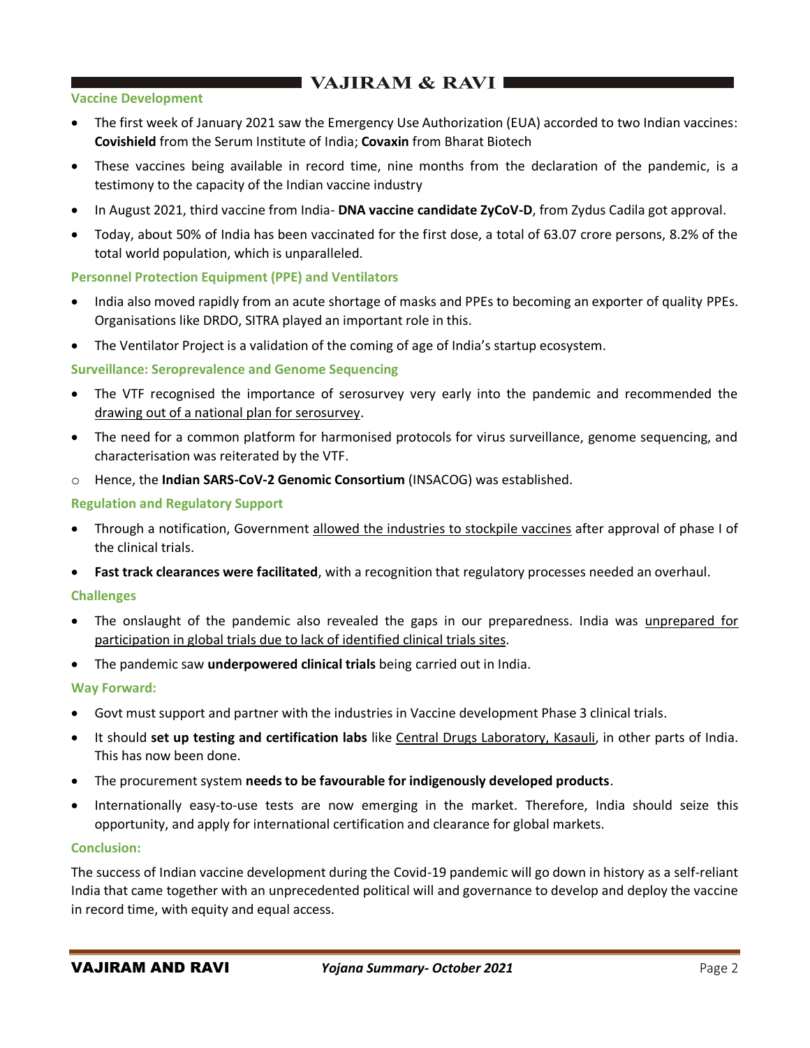### Vaccine Development

- The first week of January 2021 saw the Emergency Use Authorization (EUA) accorded to two Indian vaccines: **Covishield** from the Serum Institute of India; **Covaxin** from Bharat Biotech
- These vaccines being available in record time, nine months from the declaration of the pandemic, is a testimony to the capacity of the Indian vaccine industry
- In August 2021, third vaccine from India- **DNA vaccine candidate ZyCoV-D**, from Zydus Cadila got approval.
- Today, about 50% of India has been vaccinated for the first dose, a total of 63.07 crore persons, 8.2% of the total world population, which is unparalleled.

### Personnel Protection Equipment (PPE) and Ventilators

- India also moved rapidly from an acute shortage of masks and PPEs to becoming an exporter of quality PPEs. Organisations like DRDO, SITRA played an important role in this.
- The Ventilator Project is a validation of the coming of age of India's startup ecosystem.

### Surveillance: Seroprevalence and Genome Sequencing

- The VTF recognised the importance of serosurvey very early into the pandemic and recommended the drawing out of a national plan for serosurvey.
- The need for a common platform for harmonised protocols for virus surveillance, genome sequencing, and characterisation was reiterated by the VTF.
  - Hence, the **Indian SARS-CoV-2 Genomic Consortium** (INSACOG) was established.

### Regulation and Regulatory Support

- Through a notification, Government allowed the industries to stockpile vaccines after approval of phase I of the clinical trials.
- **Fast track clearances were facilitated**, with a recognition that regulatory processes needed an overhaul.

### Challenges

- The onslaught of the pandemic also revealed the gaps in our preparedness. India was unprepared for participation in global trials due to lack of identified clinical trials sites.
- The pandemic saw **underpowered clinical trials** being carried out in India.

### Way Forward:

- Govt must support and partner with the industries in Vaccine development Phase 3 clinical trials.
- It should **set up testing and certification labs** like Central Drugs Laboratory, Kasauli, in other parts of India. This has now been done.
- The procurement system **needs to be favourable for indigenously developed products**.
- Internationally easy-to-use tests are now emerging in the market. Therefore, India should seize this opportunity, and apply for international certification and clearance for global markets.

### Conclusion:

The success of Indian vaccine development during the Covid-19 pandemic will go down in history as a self-reliant India that came together with an unprecedented political will and governance to develop and deploy the vaccine in record time, with equity and equal access.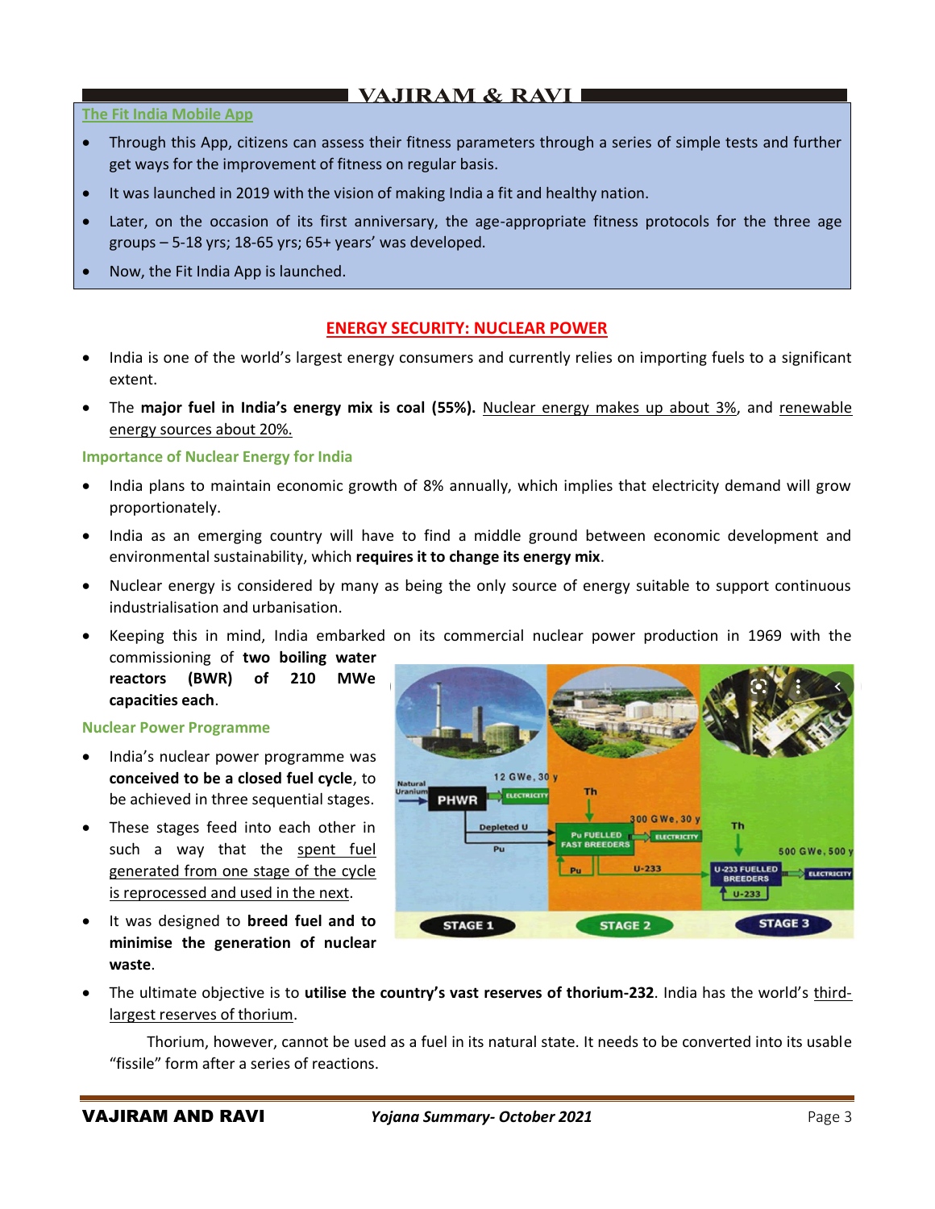### The Fit India Mobile App

- Through this App, citizens can assess their fitness parameters through a series of simple tests and further get ways for the improvement of fitness on regular basis.
- It was launched in 2019 with the vision of making India a fit and healthy nation.
- Later, on the occasion of its first anniversary, the age-appropriate fitness protocols for the three age groups – 5-18 yrs; 18-65 yrs; 65+ years' was developed.
- Now, the Fit India App is launched.

## ENERGY SECURITY: NUCLEAR POWER

- India is one of the world's largest energy consumers and currently relies on importing fuels to a significant extent.
- The **major fuel in India's energy mix is coal (55%).** Nuclear energy makes up about 3%, and renewable energy sources about 20%.

### Importance of Nuclear Energy for India

- India plans to maintain economic growth of 8% annually, which implies that electricity demand will grow proportionately.
- India as an emerging country will have to find a middle ground between economic development and environmental sustainability, which **requires it to change its energy mix**.
- Nuclear energy is considered by many as being the only source of energy suitable to support continuous industrialisation and urbanisation.
- Keeping this in mind, India embarked on its commercial nuclear power production in 1969 with the commissioning of **two boiling water reactors (BWR) of 210 MWe capacities each**.

### Nuclear Power Programme

- India's nuclear power programme was **conceived to be a closed fuel cycle**, to be achieved in three sequential stages.
- These stages feed into each other in such a way that the spent fuel generated from one stage of the cycle is reprocessed and used in the next.
- It was designed to **breed fuel and to minimise the generation of nuclear waste**.
- The ultimate objective is to **utilise the country's vast reserves of thorium-232**. India has the world's third-largest reserves of thorium.

Thorium, however, cannot be used as a fuel in its natural state. It needs to be converted into its usable "fissile" form after a series of reactions.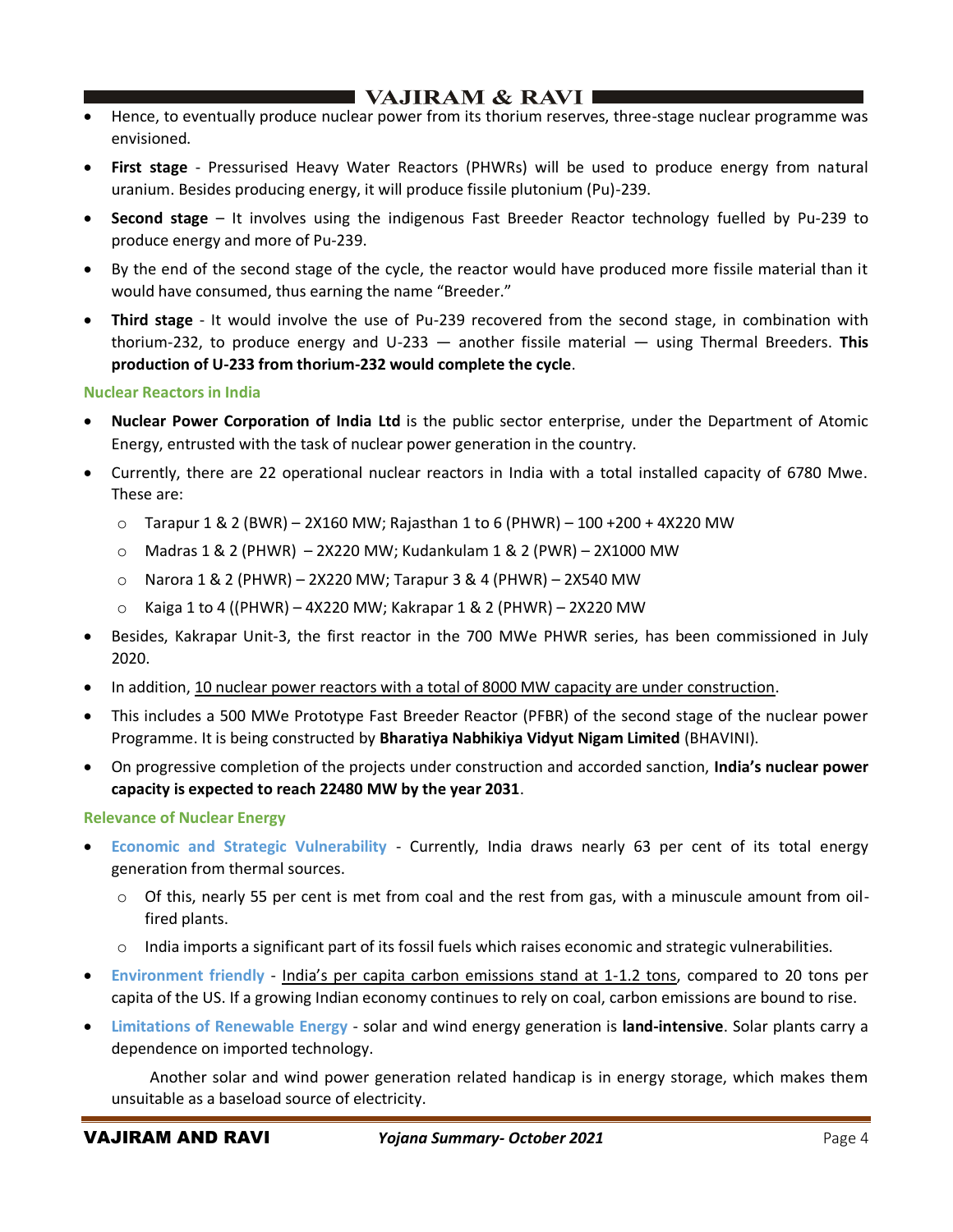- Hence, to eventually produce nuclear power from its thorium reserves, three-stage nuclear programme was envisioned.
- **First stage** - Pressurised Heavy Water Reactors (PHWRs) will be used to produce energy from natural uranium. Besides producing energy, it will produce fissile plutonium (Pu)-239.
- **Second stage** – It involves using the indigenous Fast Breeder Reactor technology fuelled by Pu-239 to produce energy and more of Pu-239.
- By the end of the second stage of the cycle, the reactor would have produced more fissile material than it would have consumed, thus earning the name "Breeder."
- **Third stage** - It would involve the use of Pu-239 recovered from the second stage, in combination with thorium-232, to produce energy and U-233 — another fissile material — using Thermal Breeders. **This production of U-233 from thorium-232 would complete the cycle**.

### Nuclear Reactors in India

- **Nuclear Power Corporation of India Ltd** is the public sector enterprise, under the Department of Atomic Energy, entrusted with the task of nuclear power generation in the country.
- Currently, there are 22 operational nuclear reactors in India with a total installed capacity of 6780 Mwe. These are:
  - Tarapur 1 & 2 (BWR) – 2X160 MW; Rajasthan 1 to 6 (PHWR) – 100 +200 + 4X220 MW
  - Madras 1 & 2 (PHWR) – 2X220 MW; Kudankulam 1 & 2 (PWR) – 2X1000 MW
  - Narora 1 & 2 (PHWR) – 2X220 MW; Tarapur 3 & 4 (PHWR) – 2X540 MW
  - Kaiga 1 to 4 ((PHWR) – 4X220 MW; Kakrapar 1 & 2 (PHWR) – 2X220 MW
- Besides, Kakrapar Unit-3, the first reactor in the 700 MWe PHWR series, has been commissioned in July 2020.
- In addition, 10 nuclear power reactors with a total of 8000 MW capacity are under construction.
- This includes a 500 MWe Prototype Fast Breeder Reactor (PFBR) of the second stage of the nuclear power Programme. It is being constructed by **Bharatiya Nabhikiya Vidyut Nigam Limited** (BHAVINI).
- On progressive completion of the projects under construction and accorded sanction, **India's nuclear power capacity is expected to reach 22480 MW by the year 2031**.

### Relevance of Nuclear Energy

- **Economic and Strategic Vulnerability** - Currently, India draws nearly 63 per cent of its total energy generation from thermal sources.
  - Of this, nearly 55 per cent is met from coal and the rest from gas, with a minuscule amount from oil-fired plants.
  - India imports a significant part of its fossil fuels which raises economic and strategic vulnerabilities.
- **Environment friendly** - India's per capita carbon emissions stand at 1-1.2 tons, compared to 20 tons per capita of the US. If a growing Indian economy continues to rely on coal, carbon emissions are bound to rise.
- **Limitations of Renewable Energy** - solar and wind energy generation is **land-intensive**. Solar plants carry a dependence on imported technology.

  Another solar and wind power generation related handicap is in energy storage, which makes them unsuitable as a baseload source of electricity.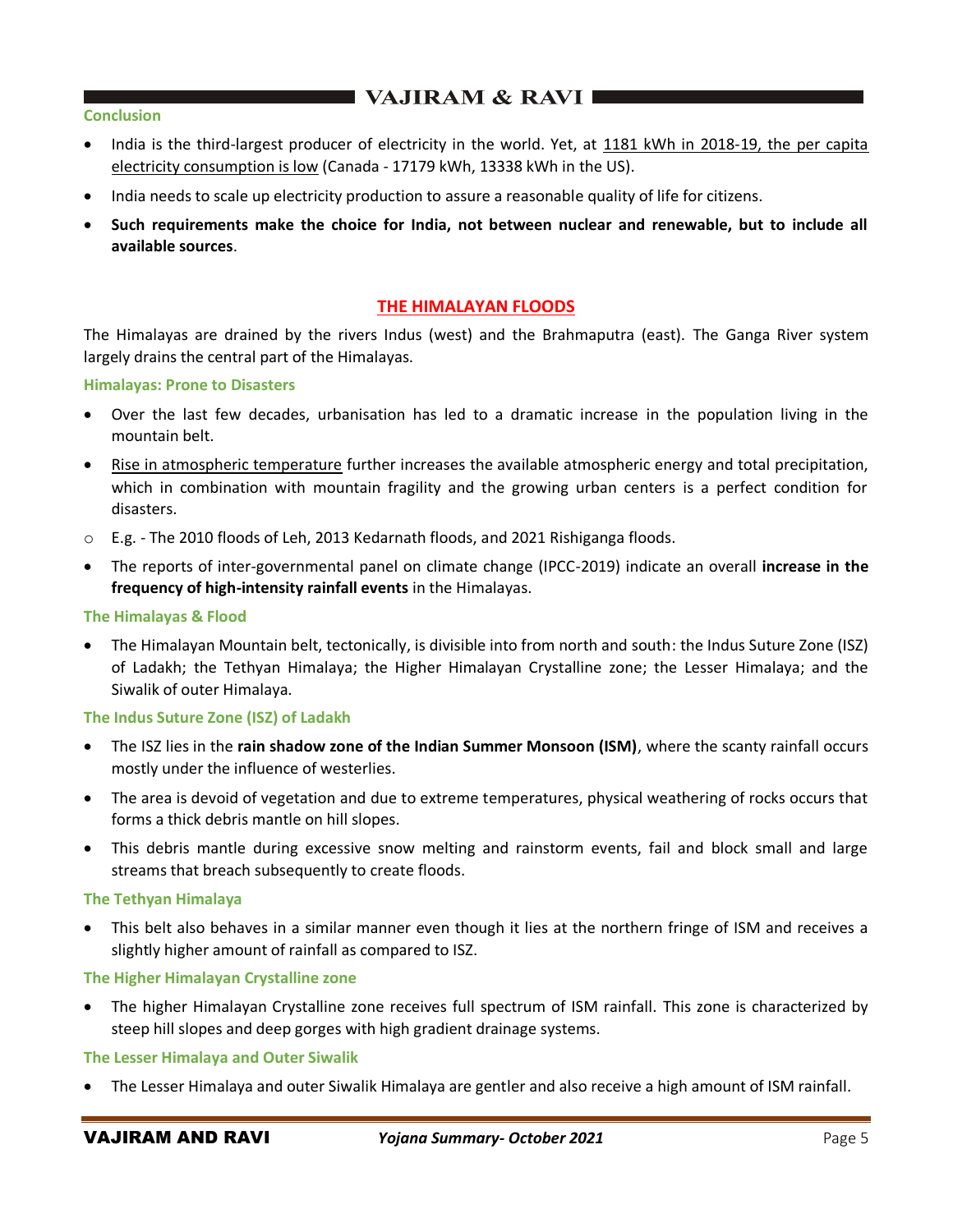### Conclusion

- India is the third-largest producer of electricity in the world. Yet, at 1181 kWh in 2018-19, the per capita electricity consumption is low (Canada - 17179 kWh, 13338 kWh in the US).
- India needs to scale up electricity production to assure a reasonable quality of life for citizens.
- **Such requirements make the choice for India, not between nuclear and renewable, but to include all available sources**.

## THE HIMALAYAN FLOODS

The Himalayas are drained by the rivers Indus (west) and the Brahmaputra (east). The Ganga River system largely drains the central part of the Himalayas.

### Himalayas: Prone to Disasters

- Over the last few decades, urbanisation has led to a dramatic increase in the population living in the mountain belt.
- Rise in atmospheric temperature further increases the available atmospheric energy and total precipitation, which in combination with mountain fragility and the growing urban centers is a perfect condition for disasters.
    - E.g. - The 2010 floods of Leh, 2013 Kedarnath floods, and 2021 Rishiganga floods.
- The reports of inter-governmental panel on climate change (IPCC-2019) indicate an overall **increase in the frequency of high-intensity rainfall events** in the Himalayas.

### The Himalayas & Flood

- The Himalayan Mountain belt, tectonically, is divisible into from north and south: the Indus Suture Zone (ISZ) of Ladakh; the Tethyan Himalaya; the Higher Himalayan Crystalline zone; the Lesser Himalaya; and the Siwalik of outer Himalaya.

### The Indus Suture Zone (ISZ) of Ladakh

- The ISZ lies in the **rain shadow zone of the Indian Summer Monsoon (ISM)**, where the scanty rainfall occurs mostly under the influence of westerlies.
- The area is devoid of vegetation and due to extreme temperatures, physical weathering of rocks occurs that forms a thick debris mantle on hill slopes.
- This debris mantle during excessive snow melting and rainstorm events, fail and block small and large streams that breach subsequently to create floods.

### The Tethyan Himalaya

- This belt also behaves in a similar manner even though it lies at the northern fringe of ISM and receives a slightly higher amount of rainfall as compared to ISZ.

### The Higher Himalayan Crystalline zone

- The higher Himalayan Crystalline zone receives full spectrum of ISM rainfall. This zone is characterized by steep hill slopes and deep gorges with high gradient drainage systems.

### The Lesser Himalaya and Outer Siwalik

- The Lesser Himalaya and outer Siwalik Himalaya are gentler and also receive a high amount of ISM rainfall.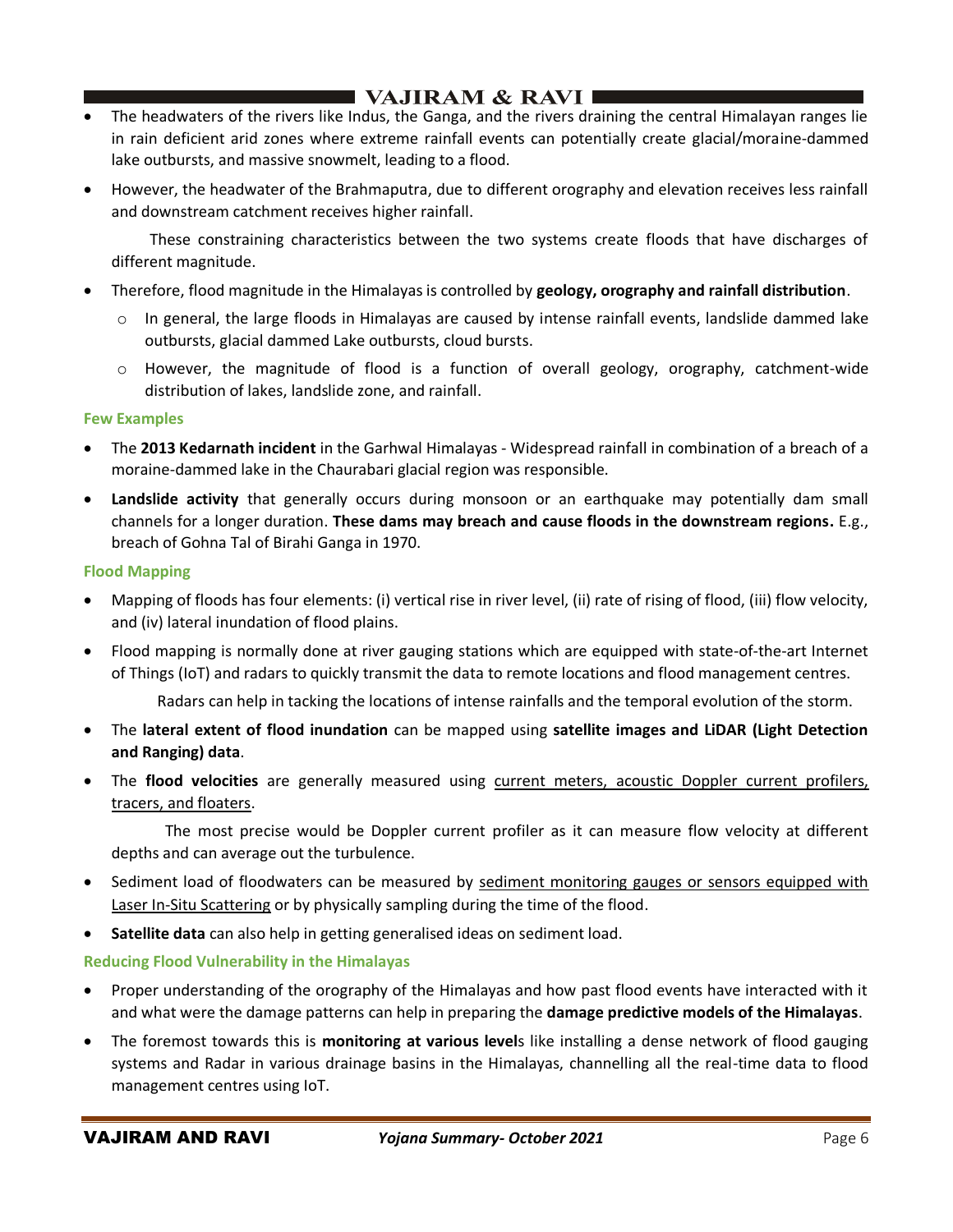- The headwaters of the rivers like Indus, the Ganga, and the rivers draining the central Himalayan ranges lie in rain deficient arid zones where extreme rainfall events can potentially create glacial/moraine-dammed lake outbursts, and massive snowmelt, leading to a flood.
- However, the headwater of the Brahmaputra, due to different orography and elevation receives less rainfall and downstream catchment receives higher rainfall.

  These constraining characteristics between the two systems create floods that have discharges of different magnitude.
- Therefore, flood magnitude in the Himalayas is controlled by **geology, orography and rainfall distribution**.
  - In general, the large floods in Himalayas are caused by intense rainfall events, landslide dammed lake outbursts, glacial dammed Lake outbursts, cloud bursts.
  - However, the magnitude of flood is a function of overall geology, orography, catchment-wide distribution of lakes, landslide zone, and rainfall.

### Few Examples

- The **2013 Kedarnath incident** in the Garhwal Himalayas - Widespread rainfall in combination of a breach of a moraine-dammed lake in the Chaurabari glacial region was responsible.
- **Landslide activity** that generally occurs during monsoon or an earthquake may potentially dam small channels for a longer duration. **These dams may breach and cause floods in the downstream regions.** E.g., breach of Gohna Tal of Birahi Ganga in 1970.

### Flood Mapping

- Mapping of floods has four elements: (i) vertical rise in river level, (ii) rate of rising of flood, (iii) flow velocity, and (iv) lateral inundation of flood plains.
- Flood mapping is normally done at river gauging stations which are equipped with state-of-the-art Internet of Things (IoT) and radars to quickly transmit the data to remote locations and flood management centres.

  Radars can help in tacking the locations of intense rainfalls and the temporal evolution of the storm.
- The **lateral extent of flood inundation** can be mapped using **satellite images and LiDAR (Light Detection and Ranging) data**.
- The **flood velocities** are generally measured using current meters, acoustic Doppler current profilers, tracers, and floaters.

  The most precise would be Doppler current profiler as it can measure flow velocity at different depths and can average out the turbulence.
- Sediment load of floodwaters can be measured by sediment monitoring gauges or sensors equipped with Laser In-Situ Scattering or by physically sampling during the time of the flood.
- **Satellite data** can also help in getting generalised ideas on sediment load.

### Reducing Flood Vulnerability in the Himalayas

- Proper understanding of the orography of the Himalayas and how past flood events have interacted with it and what were the damage patterns can help in preparing the **damage predictive models of the Himalayas**.
- The foremost towards this is **monitoring at various level**s like installing a dense network of flood gauging systems and Radar in various drainage basins in the Himalayas, channelling all the real-time data to flood management centres using IoT.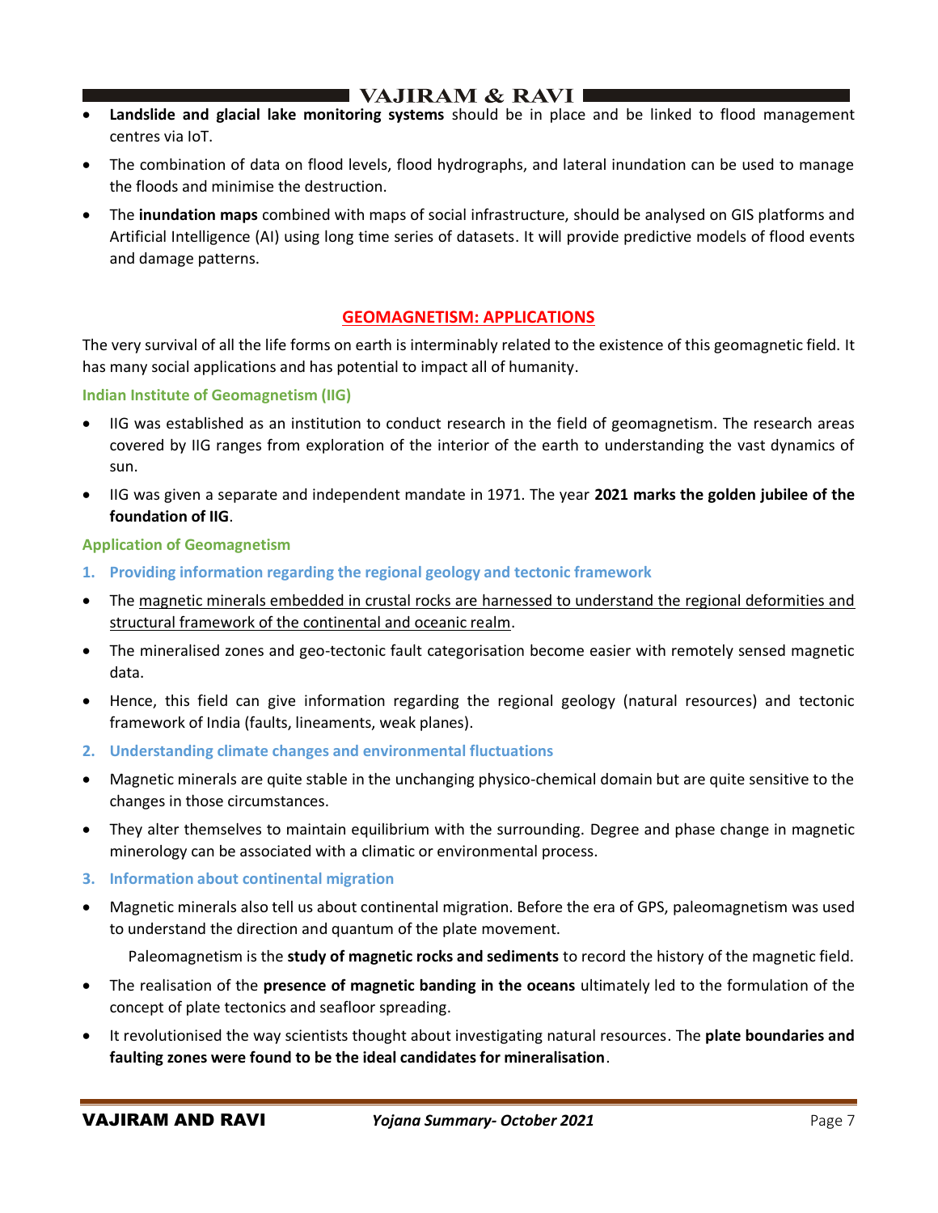- **Landslide and glacial lake monitoring systems** should be in place and be linked to flood management centres via IoT.
- The combination of data on flood levels, flood hydrographs, and lateral inundation can be used to manage the floods and minimise the destruction.
- The **inundation maps** combined with maps of social infrastructure, should be analysed on GIS platforms and Artificial Intelligence (AI) using long time series of datasets. It will provide predictive models of flood events and damage patterns.

## GEOMAGNETISM: APPLICATIONS

The very survival of all the life forms on earth is interminably related to the existence of this geomagnetic field. It has many social applications and has potential to impact all of humanity.

### Indian Institute of Geomagnetism (IIG)

- IIG was established as an institution to conduct research in the field of geomagnetism. The research areas covered by IIG ranges from exploration of the interior of the earth to understanding the vast dynamics of sun.
- IIG was given a separate and independent mandate in 1971. The year **2021 marks the golden jubilee of the foundation of IIG**.

### Application of Geomagnetism

#### 1. Providing information regarding the regional geology and tectonic framework

- The magnetic minerals embedded in crustal rocks are harnessed to understand the regional deformities and structural framework of the continental and oceanic realm.
- The mineralised zones and geo-tectonic fault categorisation become easier with remotely sensed magnetic data.
- Hence, this field can give information regarding the regional geology (natural resources) and tectonic framework of India (faults, lineaments, weak planes).

#### 2. Understanding climate changes and environmental fluctuations

- Magnetic minerals are quite stable in the unchanging physico-chemical domain but are quite sensitive to the changes in those circumstances.
- They alter themselves to maintain equilibrium with the surrounding. Degree and phase change in magnetic minerology can be associated with a climatic or environmental process.

#### 3. Information about continental migration

- Magnetic minerals also tell us about continental migration. Before the era of GPS, paleomagnetism was used to understand the direction and quantum of the plate movement.

  Paleomagnetism is the **study of magnetic rocks and sediments** to record the history of the magnetic field.
- The realisation of the **presence of magnetic banding in the oceans** ultimately led to the formulation of the concept of plate tectonics and seafloor spreading.
- It revolutionised the way scientists thought about investigating natural resources. The **plate boundaries and faulting zones were found to be the ideal candidates for mineralisation**.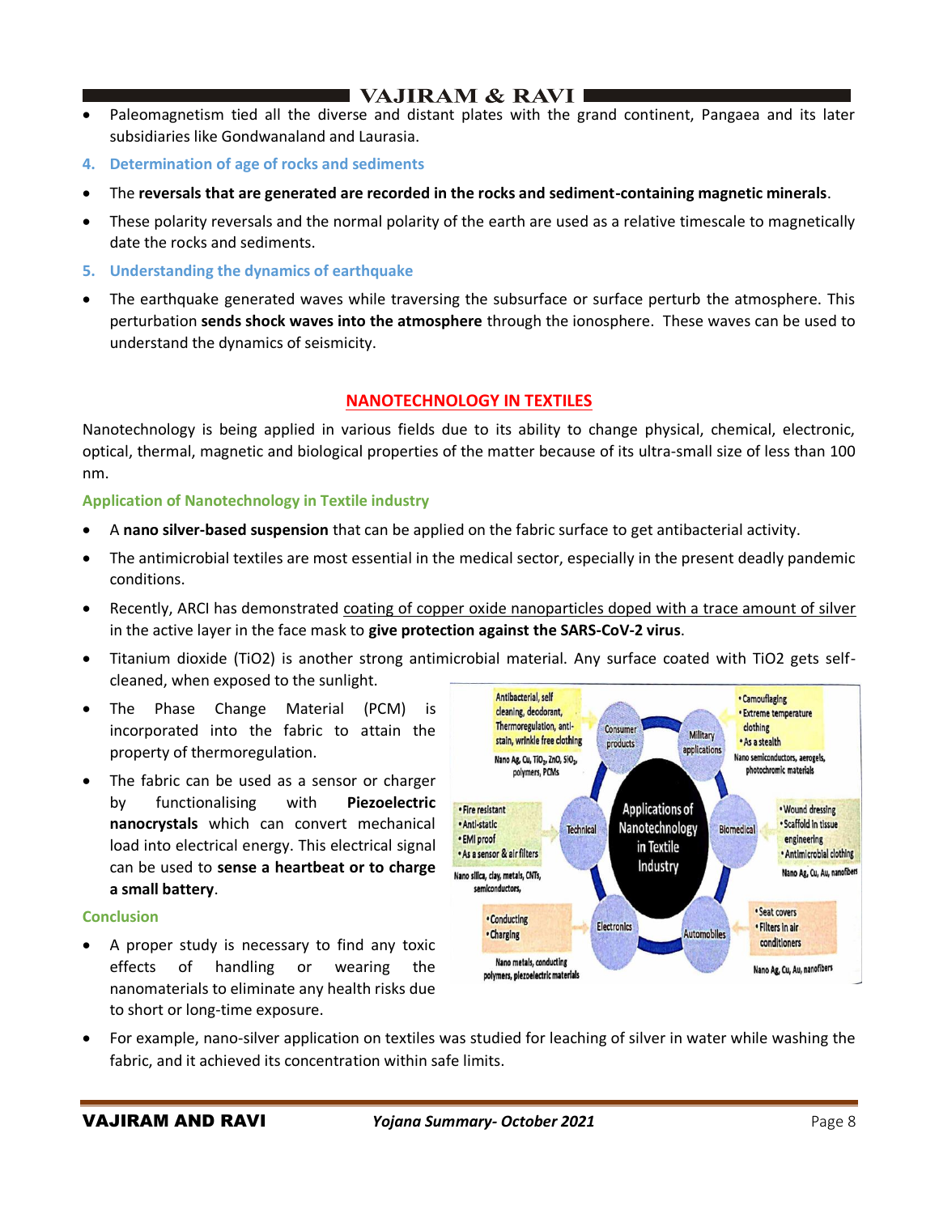- Paleomagnetism tied all the diverse and distant plates with the grand continent, Pangaea and its later subsidiaries like Gondwanaland and Laurasia.

### 4. Determination of age of rocks and sediments

- The **reversals that are generated are recorded in the rocks and sediment-containing magnetic minerals**.
- These polarity reversals and the normal polarity of the earth are used as a relative timescale to magnetically date the rocks and sediments.

### 5. Understanding the dynamics of earthquake

- The earthquake generated waves while traversing the subsurface or surface perturb the atmosphere. This perturbation **sends shock waves into the atmosphere** through the ionosphere. These waves can be used to understand the dynamics of seismicity.

## NANOTECHNOLOGY IN TEXTILES

Nanotechnology is being applied in various fields due to its ability to change physical, chemical, electronic, optical, thermal, magnetic and biological properties of the matter because of its ultra-small size of less than 100 nm.

### Application of Nanotechnology in Textile industry

- A **nano silver-based suspension** that can be applied on the fabric surface to get antibacterial activity.
- The antimicrobial textiles are most essential in the medical sector, especially in the present deadly pandemic conditions.
- Recently, ARCI has demonstrated coating of copper oxide nanoparticles doped with a trace amount of silver in the active layer in the face mask to **give protection against the SARS-CoV-2 virus**.
- Titanium dioxide ($TiO_2$) is another strong antimicrobial material. Any surface coated with $TiO_2$ gets self-cleaned, when exposed to the sunlight.
- The Phase Change Material (PCM) is incorporated into the fabric to attain the property of thermoregulation.
- The fabric can be used as a sensor or charger by functionalising with **Piezoelectric nanocrystals** which can convert mechanical load into electrical energy. This electrical signal can be used to **sense a heartbeat or to charge a small battery**.

### Conclusion

- A proper study is necessary to find any toxic effects of handling or wearing the nanomaterials to eliminate any health risks due to short or long-time exposure.
- For example, nano-silver application on textiles was studied for leaching of silver in water while washing the fabric, and it achieved its concentration within safe limits.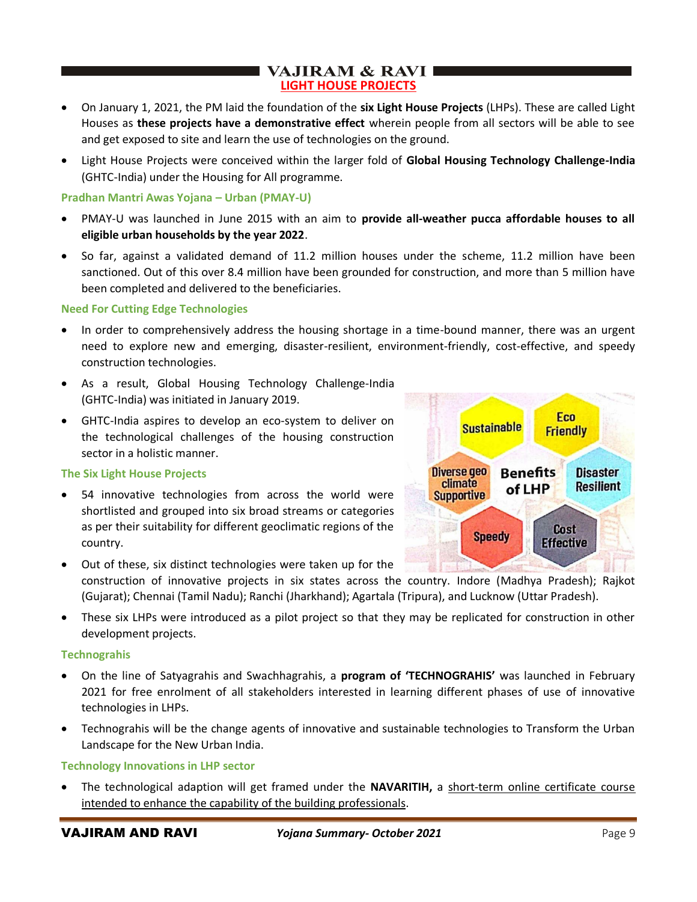## LIGHT HOUSE PROJECTS

- On January 1, 2021, the PM laid the foundation of the **six Light House Projects** (LHPs). These are called Light Houses as **these projects have a demonstrative effect** wherein people from all sectors will be able to see and get exposed to site and learn the use of technologies on the ground.
- Light House Projects were conceived within the larger fold of **Global Housing Technology Challenge-India** (GHTC-India) under the Housing for All programme.

### Pradhan Mantri Awas Yojana – Urban (PMAY-U)

- PMAY-U was launched in June 2015 with an aim to **provide all-weather pucca affordable houses to all eligible urban households by the year 2022**.
- So far, against a validated demand of 11.2 million houses under the scheme, 11.2 million have been sanctioned. Out of this over 8.4 million have been grounded for construction, and more than 5 million have been completed and delivered to the beneficiaries.

### Need For Cutting Edge Technologies

- In order to comprehensively address the housing shortage in a time-bound manner, there was an urgent need to explore new and emerging, disaster-resilient, environment-friendly, cost-effective, and speedy construction technologies.
- As a result, Global Housing Technology Challenge-India (GHTC-India) was initiated in January 2019.
- GHTC-India aspires to develop an eco-system to deliver on the technological challenges of the housing construction sector in a holistic manner.

### The Six Light House Projects

- 54 innovative technologies from across the world were shortlisted and grouped into six broad streams or categories as per their suitability for different geoclimatic regions of the country.
- Out of these, six distinct technologies were taken up for the construction of innovative projects in six states across the country. Indore (Madhya Pradesh); Rajkot (Gujarat); Chennai (Tamil Nadu); Ranchi (Jharkhand); Agartala (Tripura), and Lucknow (Uttar Pradesh).
- These six LHPs were introduced as a pilot project so that they may be replicated for construction in other development projects.

Benefits of LHP: Sustainable, Eco Friendly, Disaster Resilient, Cost Effective, Speedy, Diverse geo climate Supportive

### Technograhis

- On the line of Satyagrahis and Swachhagrahis, a **program of 'TECHNOGRAHIS'** was launched in February 2021 for free enrolment of all stakeholders interested in learning different phases of use of innovative technologies in LHPs.
- Technograhis will be the change agents of innovative and sustainable technologies to Transform the Urban Landscape for the New Urban India.

### Technology Innovations in LHP sector

- The technological adaption will get framed under the **NAVARITIH,** a short-term online certificate course intended to enhance the capability of the building professionals.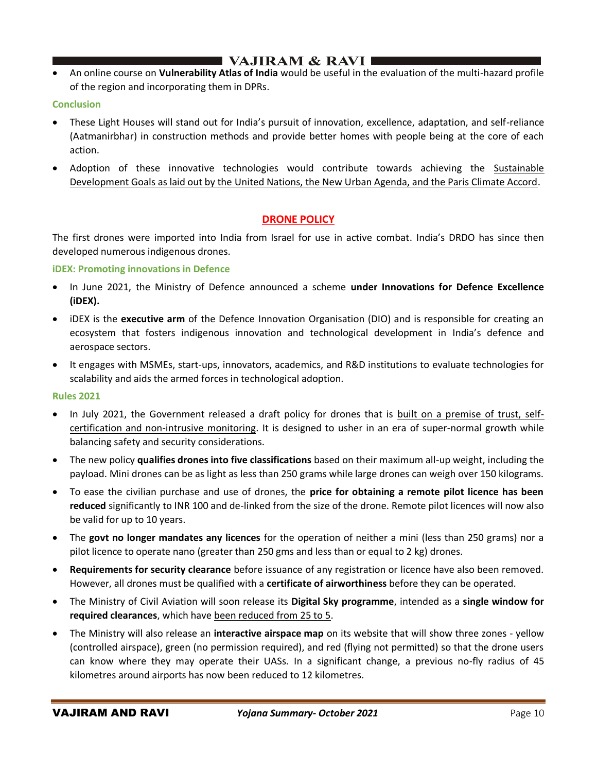- An online course on **Vulnerability Atlas of India** would be useful in the evaluation of the multi-hazard profile of the region and incorporating them in DPRs.

### Conclusion

- These Light Houses will stand out for India's pursuit of innovation, excellence, adaptation, and self-reliance (Aatmanirbhar) in construction methods and provide better homes with people being at the core of each action.
- Adoption of these innovative technologies would contribute towards achieving the Sustainable Development Goals as laid out by the United Nations, the New Urban Agenda, and the Paris Climate Accord.

## DRONE POLICY

The first drones were imported into India from Israel for use in active combat. India's DRDO has since then developed numerous indigenous drones.

### iDEX: Promoting innovations in Defence

- In June 2021, the Ministry of Defence announced a scheme **under Innovations for Defence Excellence (iDEX).**
- iDEX is the **executive arm** of the Defence Innovation Organisation (DIO) and is responsible for creating an ecosystem that fosters indigenous innovation and technological development in India's defence and aerospace sectors.
- It engages with MSMEs, start-ups, innovators, academics, and R&D institutions to evaluate technologies for scalability and aids the armed forces in technological adoption.

### Rules 2021

- In July 2021, the Government released a draft policy for drones that is built on a premise of trust, self-certification and non-intrusive monitoring. It is designed to usher in an era of super-normal growth while balancing safety and security considerations.
- The new policy **qualifies drones into five classifications** based on their maximum all-up weight, including the payload. Mini drones can be as light as less than 250 grams while large drones can weigh over 150 kilograms.
- To ease the civilian purchase and use of drones, the **price for obtaining a remote pilot licence has been reduced** significantly to INR 100 and de-linked from the size of the drone. Remote pilot licences will now also be valid for up to 10 years.
- The **govt no longer mandates any licences** for the operation of neither a mini (less than 250 grams) nor a pilot licence to operate nano (greater than 250 gms and less than or equal to 2 kg) drones.
- **Requirements for security clearance** before issuance of any registration or licence have also been removed. However, all drones must be qualified with a **certificate of airworthiness** before they can be operated.
- The Ministry of Civil Aviation will soon release its **Digital Sky programme**, intended as a **single window for required clearances**, which have been reduced from 25 to 5.
- The Ministry will also release an **interactive airspace map** on its website that will show three zones - yellow (controlled airspace), green (no permission required), and red (flying not permitted) so that the drone users can know where they may operate their UASs. In a significant change, a previous no-fly radius of 45 kilometres around airports has now been reduced to 12 kilometres.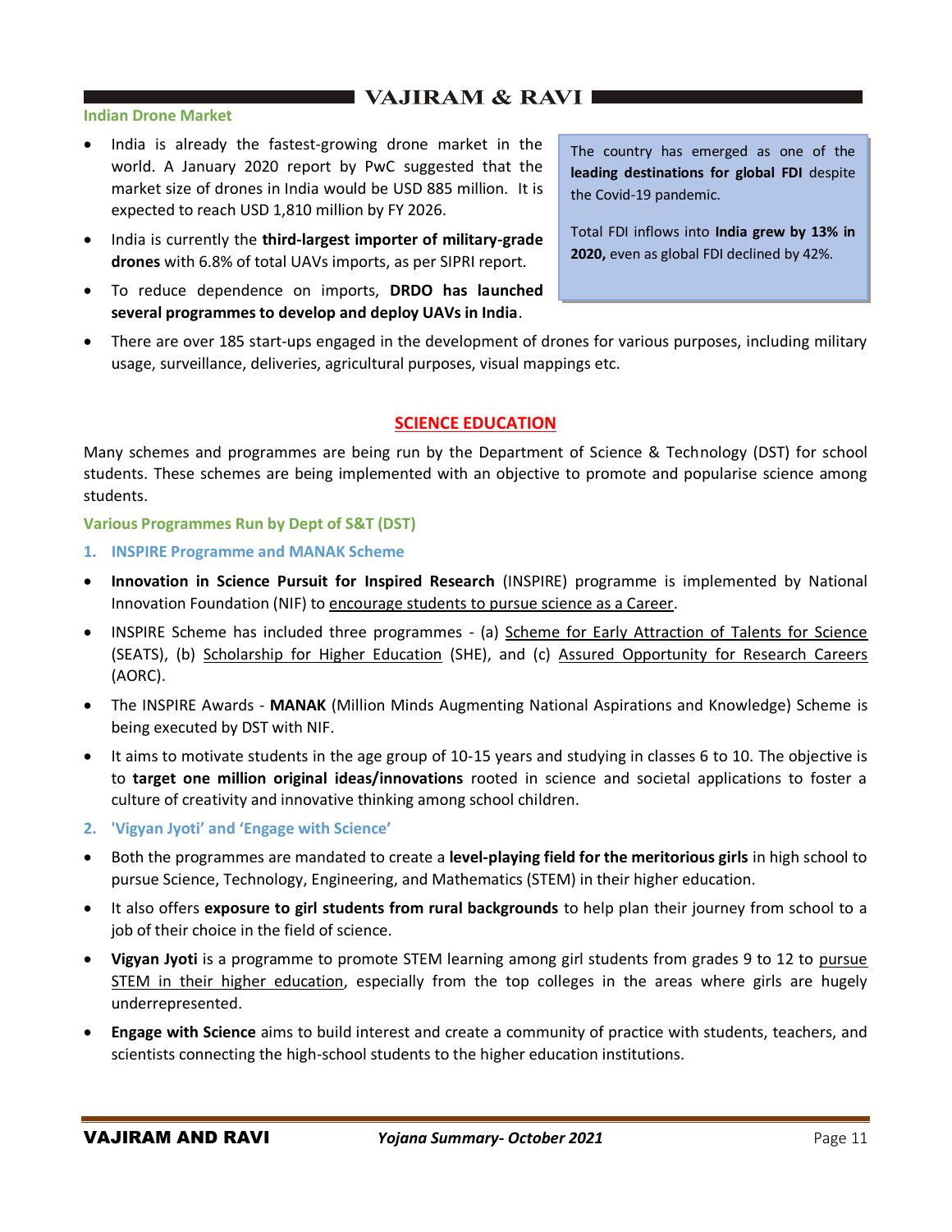### Indian Drone Market

- India is already the fastest-growing drone market in the world. A January 2020 report by PwC suggested that the market size of drones in India would be USD 885 million. It is expected to reach USD 1,810 million by FY 2026.
- India is currently the **third-largest importer of military-grade drones** with 6.8% of total UAVs imports, as per SIPRI report.
- To reduce dependence on imports, **DRDO has launched several programmes to develop and deploy UAVs in India**.

> The country has emerged as one of the **leading destinations for global FDI** despite the Covid-19 pandemic.
>
> Total FDI inflows into **India grew by 13% in 2020,** even as global FDI declined by 42%.

- There are over 185 start-ups engaged in the development of drones for various purposes, including military usage, surveillance, deliveries, agricultural purposes, visual mappings etc.

## SCIENCE EDUCATION

Many schemes and programmes are being run by the Department of Science & Technology (DST) for school students. These schemes are being implemented with an objective to promote and popularise science among students.

### Various Programmes Run by Dept of S&T (DST)

#### 1. INSPIRE Programme and MANAK Scheme

- **Innovation in Science Pursuit for Inspired Research** (INSPIRE) programme is implemented by National Innovation Foundation (NIF) to encourage students to pursue science as a Career.
- INSPIRE Scheme has included three programmes - (a) Scheme for Early Attraction of Talents for Science (SEATS), (b) Scholarship for Higher Education (SHE), and (c) Assured Opportunity for Research Careers (AORC).
- The INSPIRE Awards - **MANAK** (Million Minds Augmenting National Aspirations and Knowledge) Scheme is being executed by DST with NIF.
- It aims to motivate students in the age group of 10-15 years and studying in classes 6 to 10. The objective is to **target one million original ideas/innovations** rooted in science and societal applications to foster a culture of creativity and innovative thinking among school children.

#### 2. 'Vigyan Jyoti' and 'Engage with Science'

- Both the programmes are mandated to create a **level-playing field for the meritorious girls** in high school to pursue Science, Technology, Engineering, and Mathematics (STEM) in their higher education.
- It also offers **exposure to girl students from rural backgrounds** to help plan their journey from school to a job of their choice in the field of science.
- **Vigyan Jyoti** is a programme to promote STEM learning among girl students from grades 9 to 12 to pursue STEM in their higher education, especially from the top colleges in the areas where girls are hugely underrepresented.
- **Engage with Science** aims to build interest and create a community of practice with students, teachers, and scientists connecting the high-school students to the higher education institutions.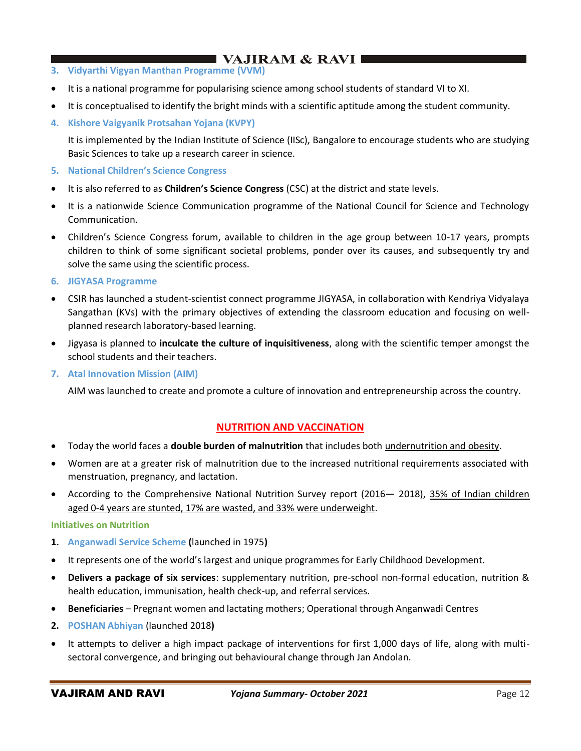### 3. Vidyarthi Vigyan Manthan Programme (VVM)

- It is a national programme for popularising science among school students of standard VI to XI.
- It is conceptualised to identify the bright minds with a scientific aptitude among the student community.

### 4. Kishore Vaigyanik Protsahan Yojana (KVPY)

It is implemented by the Indian Institute of Science (IISc), Bangalore to encourage students who are studying Basic Sciences to take up a research career in science.

### 5. National Children's Science Congress

- It is also referred to as **Children's Science Congress** (CSC) at the district and state levels.
- It is a nationwide Science Communication programme of the National Council for Science and Technology Communication.
- Children's Science Congress forum, available to children in the age group between 10-17 years, prompts children to think of some significant societal problems, ponder over its causes, and subsequently try and solve the same using the scientific process.

### 6. JIGYASA Programme

- CSIR has launched a student-scientist connect programme JIGYASA, in collaboration with Kendriya Vidyalaya Sangathan (KVs) with the primary objectives of extending the classroom education and focusing on well-planned research laboratory-based learning.
- Jigyasa is planned to **inculcate the culture of inquisitiveness**, along with the scientific temper amongst the school students and their teachers.

### 7. Atal Innovation Mission (AIM)

AIM was launched to create and promote a culture of innovation and entrepreneurship across the country.

## NUTRITION AND VACCINATION

- Today the world faces a **double burden of malnutrition** that includes both undernutrition and obesity.
- Women are at a greater risk of malnutrition due to the increased nutritional requirements associated with menstruation, pregnancy, and lactation.
- According to the Comprehensive National Nutrition Survey report (2016— 2018), 35% of Indian children aged 0-4 years are stunted, 17% are wasted, and 33% were underweight.

### Initiatives on Nutrition

**1. Anganwadi Service Scheme (**launched in 1975**)**

- It represents one of the world's largest and unique programmes for Early Childhood Development.
- **Delivers a package of six services**: supplementary nutrition, pre-school non-formal education, nutrition & health education, immunisation, health check-up, and referral services.
- **Beneficiaries** – Pregnant women and lactating mothers; Operational through Anganwadi Centres

**2. POSHAN Abhiyan** (launched 2018**)**

- It attempts to deliver a high impact package of interventions for first 1,000 days of life, along with multi-sectoral convergence, and bringing out behavioural change through Jan Andolan.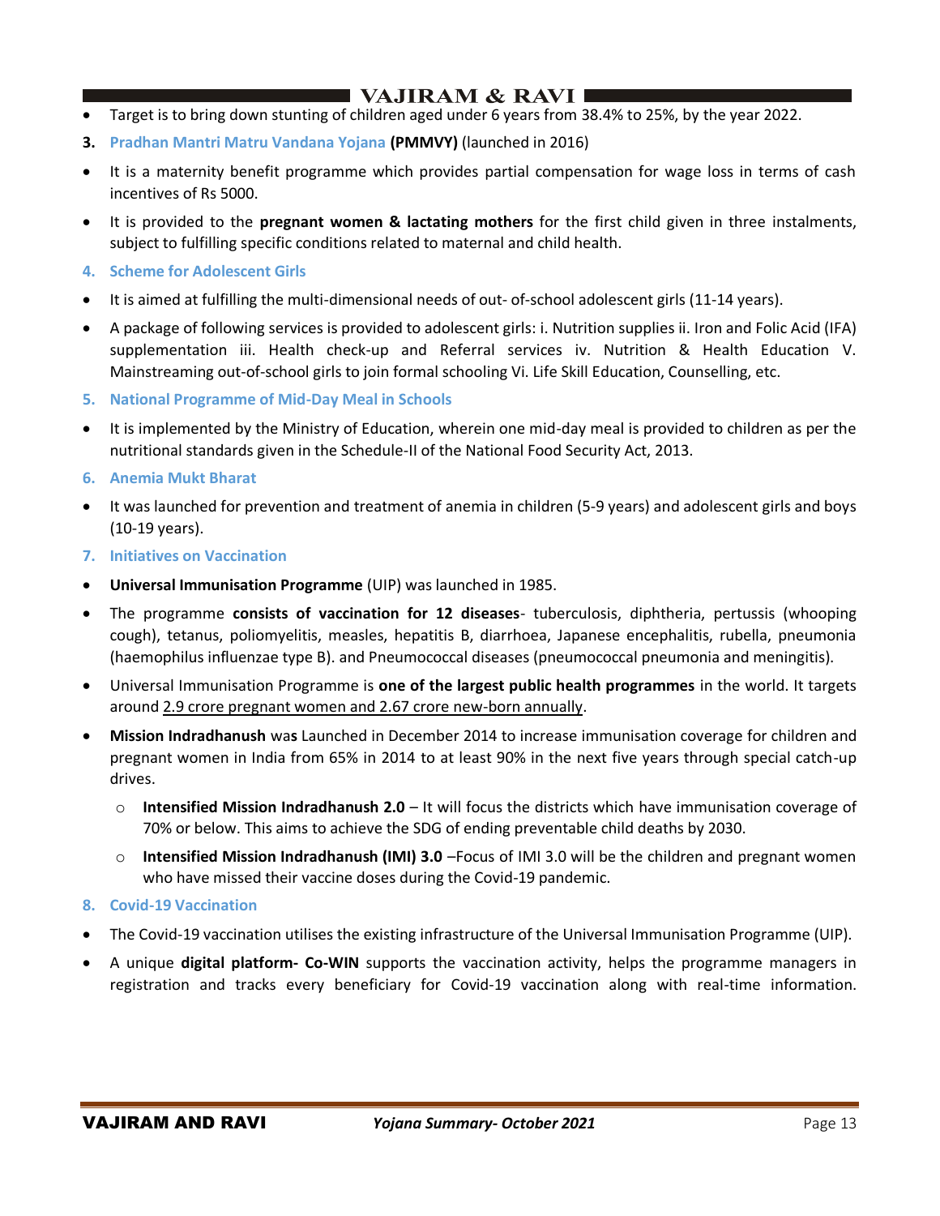- Target is to bring down stunting of children aged under 6 years from 38.4% to 25%, by the year 2022.

### 3. Pradhan Mantri Matru Vandana Yojana **(PMMVY)** (launched in 2016)

- It is a maternity benefit programme which provides partial compensation for wage loss in terms of cash incentives of Rs 5000.
- It is provided to the **pregnant women & lactating mothers** for the first child given in three instalments, subject to fulfilling specific conditions related to maternal and child health.

### 4. Scheme for Adolescent Girls

- It is aimed at fulfilling the multi-dimensional needs of out- of-school adolescent girls (11-14 years).
- A package of following services is provided to adolescent girls: i. Nutrition supplies ii. Iron and Folic Acid (IFA) supplementation iii. Health check-up and Referral services iv. Nutrition & Health Education V. Mainstreaming out-of-school girls to join formal schooling Vi. Life Skill Education, Counselling, etc.

### 5. National Programme of Mid-Day Meal in Schools

- It is implemented by the Ministry of Education, wherein one mid-day meal is provided to children as per the nutritional standards given in the Schedule-II of the National Food Security Act, 2013.

### 6. Anemia Mukt Bharat

- It was launched for prevention and treatment of anemia in children (5-9 years) and adolescent girls and boys (10-19 years).

### 7. Initiatives on Vaccination

- **Universal Immunisation Programme** (UIP) was launched in 1985.
- The programme **consists of vaccination for 12 diseases**- tuberculosis, diphtheria, pertussis (whooping cough), tetanus, poliomyelitis, measles, hepatitis B, diarrhoea, Japanese encephalitis, rubella, pneumonia (haemophilus influenzae type B). and Pneumococcal diseases (pneumococcal pneumonia and meningitis).
- Universal Immunisation Programme is **one of the largest public health programmes** in the world. It targets around 2.9 crore pregnant women and 2.67 crore new-born annually.
- **Mission Indradhanush** was Launched in December 2014 to increase immunisation coverage for children and pregnant women in India from 65% in 2014 to at least 90% in the next five years through special catch-up drives.
  - **Intensified Mission Indradhanush 2.0** – It will focus the districts which have immunisation coverage of 70% or below. This aims to achieve the SDG of ending preventable child deaths by 2030.
  - **Intensified Mission Indradhanush (IMI) 3.0** –Focus of IMI 3.0 will be the children and pregnant women who have missed their vaccine doses during the Covid-19 pandemic.

### 8. Covid-19 Vaccination

- The Covid-19 vaccination utilises the existing infrastructure of the Universal Immunisation Programme (UIP).
- A unique **digital platform- Co-WIN** supports the vaccination activity, helps the programme managers in registration and tracks every beneficiary for Covid-19 vaccination along with real-time information.